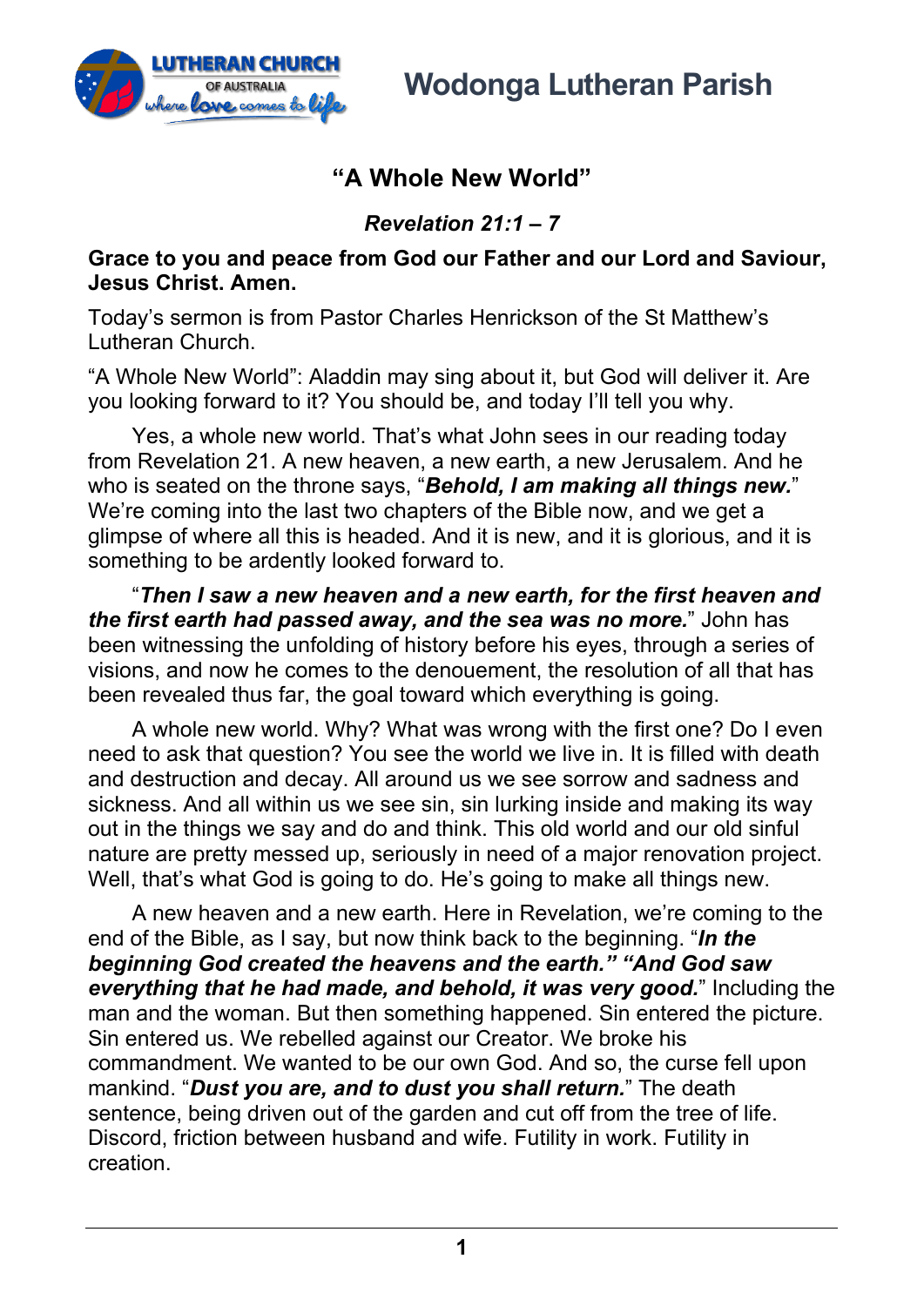# Wodonga Lutheran Parish

## “A Whole New World”

***Revelation 21:1 – 7***

**Grace to you and peace from God our Father and our Lord and Saviour, Jesus Christ. Amen.**

Today’s sermon is from Pastor Charles Henrickson of the St Matthew’s Lutheran Church.

“A Whole New World”: Aladdin may sing about it, but God will deliver it. Are you looking forward to it? You should be, and today I’ll tell you why.

Yes, a whole new world. That’s what John sees in our reading today from Revelation 21. A new heaven, a new earth, a new Jerusalem. And he who is seated on the throne says, “***Behold, I am making all things new.***” We’re coming into the last two chapters of the Bible now, and we get a glimpse of where all this is headed. And it is new, and it is glorious, and it is something to be ardently looked forward to.

“***Then I saw a new heaven and a new earth, for the first heaven and the first earth had passed away, and the sea was no more.***” John has been witnessing the unfolding of history before his eyes, through a series of visions, and now he comes to the denouement, the resolution of all that has been revealed thus far, the goal toward which everything is going.

A whole new world. Why? What was wrong with the first one? Do I even need to ask that question? You see the world we live in. It is filled with death and destruction and decay. All around us we see sorrow and sadness and sickness. And all within us we see sin, sin lurking inside and making its way out in the things we say and do and think. This old world and our old sinful nature are pretty messed up, seriously in need of a major renovation project. Well, that’s what God is going to do. He’s going to make all things new.

A new heaven and a new earth. Here in Revelation, we’re coming to the end of the Bible, as I say, but now think back to the beginning. “***In the beginning God created the heavens and the earth.” “And God saw everything that he had made, and behold, it was very good.***” Including the man and the woman. But then something happened. Sin entered the picture. Sin entered us. We rebelled against our Creator. We broke his commandment. We wanted to be our own God. And so, the curse fell upon mankind. “***Dust you are, and to dust you shall return.***” The death sentence, being driven out of the garden and cut off from the tree of life. Discord, friction between husband and wife. Futility in work. Futility in creation.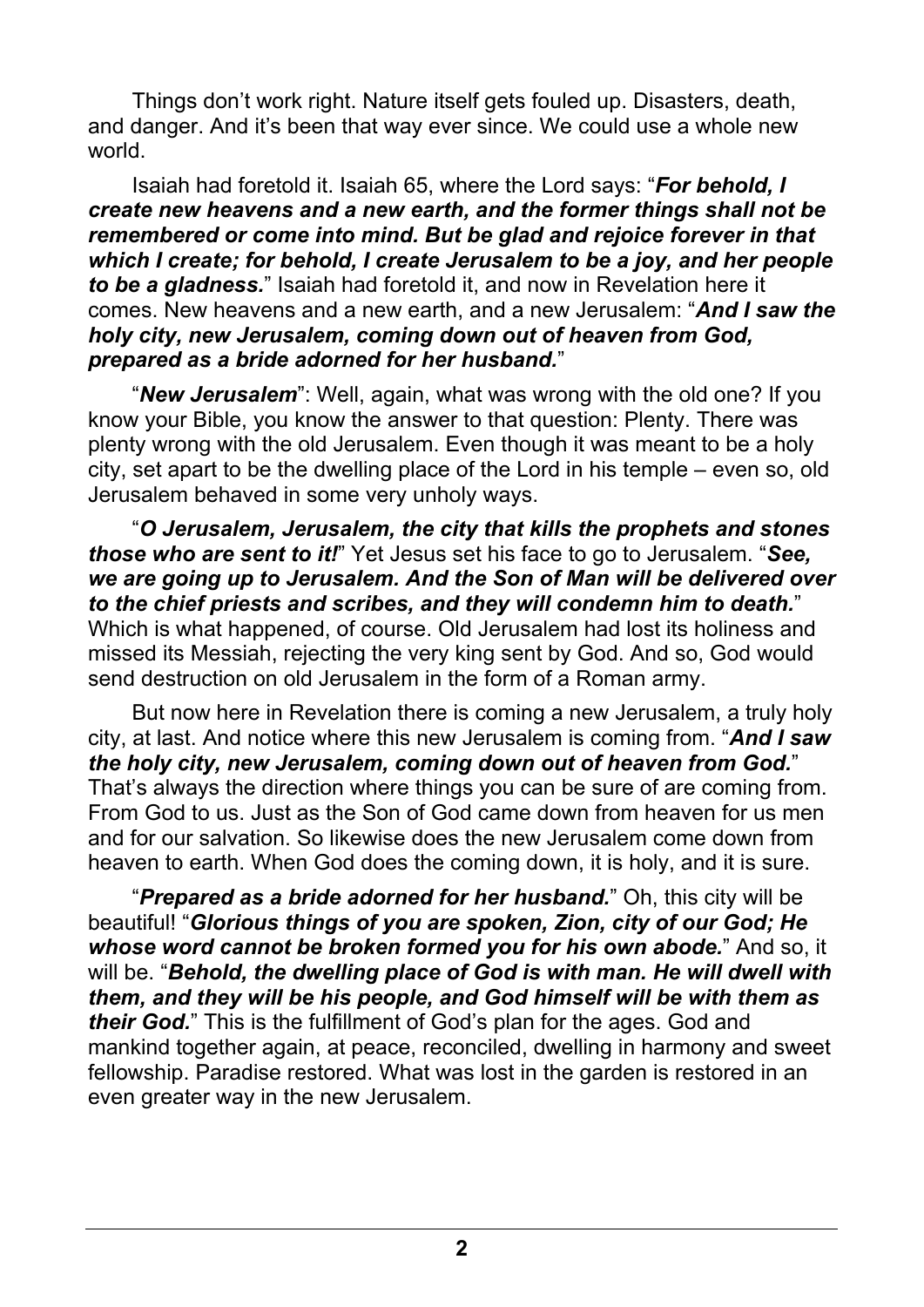Things don't work right. Nature itself gets fouled up. Disasters, death, and danger. And it's been that way ever since. We could use a whole new world.

Isaiah had foretold it. Isaiah 65, where the Lord says: "***For behold, I create new heavens and a new earth, and the former things shall not be remembered or come into mind. But be glad and rejoice forever in that which I create; for behold, I create Jerusalem to be a joy, and her people to be a gladness.***" Isaiah had foretold it, and now in Revelation here it comes. New heavens and a new earth, and a new Jerusalem: "***And I saw the holy city, new Jerusalem, coming down out of heaven from God, prepared as a bride adorned for her husband.***"

"***New Jerusalem***": Well, again, what was wrong with the old one? If you know your Bible, you know the answer to that question: Plenty. There was plenty wrong with the old Jerusalem. Even though it was meant to be a holy city, set apart to be the dwelling place of the Lord in his temple – even so, old Jerusalem behaved in some very unholy ways.

"***O Jerusalem, Jerusalem, the city that kills the prophets and stones those who are sent to it!***" Yet Jesus set his face to go to Jerusalem. "***See, we are going up to Jerusalem. And the Son of Man will be delivered over to the chief priests and scribes, and they will condemn him to death.***" Which is what happened, of course. Old Jerusalem had lost its holiness and missed its Messiah, rejecting the very king sent by God. And so, God would send destruction on old Jerusalem in the form of a Roman army.

But now here in Revelation there is coming a new Jerusalem, a truly holy city, at last. And notice where this new Jerusalem is coming from. "***And I saw the holy city, new Jerusalem, coming down out of heaven from God.***" That's always the direction where things you can be sure of are coming from. From God to us. Just as the Son of God came down from heaven for us men and for our salvation. So likewise does the new Jerusalem come down from heaven to earth. When God does the coming down, it is holy, and it is sure.

"***Prepared as a bride adorned for her husband.***" Oh, this city will be beautiful! "***Glorious things of you are spoken, Zion, city of our God; He whose word cannot be broken formed you for his own abode.***" And so, it will be. "***Behold, the dwelling place of God is with man. He will dwell with them, and they will be his people, and God himself will be with them as their God.***" This is the fulfillment of God's plan for the ages. God and mankind together again, at peace, reconciled, dwelling in harmony and sweet fellowship. Paradise restored. What was lost in the garden is restored in an even greater way in the new Jerusalem.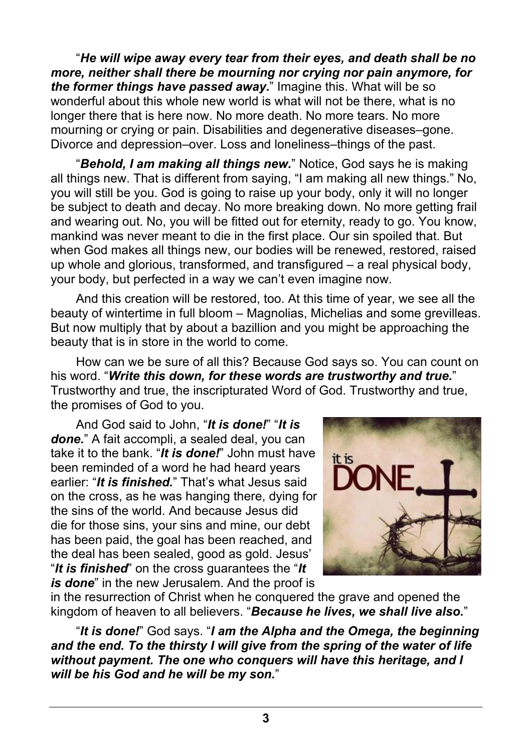"***He will wipe away every tear from their eyes, and death shall be no more, neither shall there be mourning nor crying nor pain anymore, for the former things have passed away.***" Imagine this. What will be so wonderful about this whole new world is what will not be there, what is no longer there that is here now. No more death. No more tears. No more mourning or crying or pain. Disabilities and degenerative diseases–gone. Divorce and depression–over. Loss and loneliness–things of the past.

"***Behold, I am making all things new.***" Notice, God says he is making all things new. That is different from saying, "I am making all new things." No, you will still be you. God is going to raise up your body, only it will no longer be subject to death and decay. No more breaking down. No more getting frail and wearing out. No, you will be fitted out for eternity, ready to go. You know, mankind was never meant to die in the first place. Our sin spoiled that. But when God makes all things new, our bodies will be renewed, restored, raised up whole and glorious, transformed, and transfigured – a real physical body, your body, but perfected in a way we can't even imagine now.

And this creation will be restored, too. At this time of year, we see all the beauty of wintertime in full bloom – Magnolias, Michelias and some grevilleas. But now multiply that by about a bazillion and you might be approaching the beauty that is in store in the world to come.

How can we be sure of all this? Because God says so. You can count on his word. "***Write this down, for these words are trustworthy and true.***" Trustworthy and true, the inscripturated Word of God. Trustworthy and true, the promises of God to you.

And God said to John, "***It is done!***" "***It is done.***" A fait accompli, a sealed deal, you can take it to the bank. "***It is done!***" John must have been reminded of a word he had heard years earlier: "***It is finished.***" That's what Jesus said on the cross, as he was hanging there, dying for the sins of the world. And because Jesus did die for those sins, your sins and mine, our debt has been paid, the goal has been reached, and the deal has been sealed, good as gold. Jesus' "***It is finished***" on the cross guarantees the "***It is done***" in the new Jerusalem. And the proof is in the resurrection of Christ when he conquered the grave and opened the kingdom of heaven to all believers. "***Because he lives, we shall live also.***"

"***It is done!***" God says. "***I am the Alpha and the Omega, the beginning and the end. To the thirsty I will give from the spring of the water of life without payment. The one who conquers will have this heritage, and I will be his God and he will be my son.***"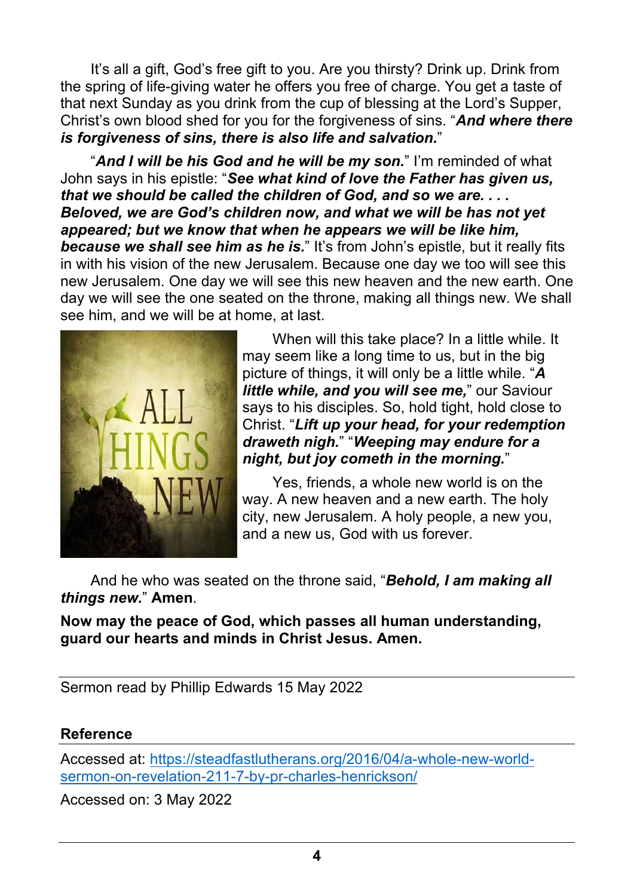It's all a gift, God's free gift to you. Are you thirsty? Drink up. Drink from the spring of life-giving water he offers you free of charge. You get a taste of that next Sunday as you drink from the cup of blessing at the Lord's Supper, Christ's own blood shed for you for the forgiveness of sins. "***And where there is forgiveness of sins, there is also life and salvation.***"

"***And I will be his God and he will be my son.***" I'm reminded of what John says in his epistle: "***See what kind of love the Father has given us, that we should be called the children of God, and so we are. . . . Beloved, we are God's children now, and what we will be has not yet appeared; but we know that when he appears we will be like him, because we shall see him as he is.***" It's from John's epistle, but it really fits in with his vision of the new Jerusalem. Because one day we too will see this new Jerusalem. One day we will see this new heaven and the new earth. One day we will see the one seated on the throne, making all things new. We shall see him, and we will be at home, at last.

When will this take place? In a little while. It may seem like a long time to us, but in the big picture of things, it will only be a little while. "***A little while, and you will see me,***" our Saviour says to his disciples. So, hold tight, hold close to Christ. "***Lift up your head, for your redemption draweth nigh.***" "***Weeping may endure for a night, but joy cometh in the morning.***"

Yes, friends, a whole new world is on the way. A new heaven and a new earth. The holy city, new Jerusalem. A holy people, a new you, and a new us, God with us forever.

And he who was seated on the throne said, "***Behold, I am making all things new.***" **Amen**.

**Now may the peace of God, which passes all human understanding, guard our hearts and minds in Christ Jesus. Amen.**

---

Sermon read by Phillip Edwards 15 May 2022

**Reference**

Accessed at: https://steadfastlutherans.org/2016/04/a-whole-new-world-sermon-on-revelation-211-7-by-pr-charles-henrickson/

Accessed on: 3 May 2022